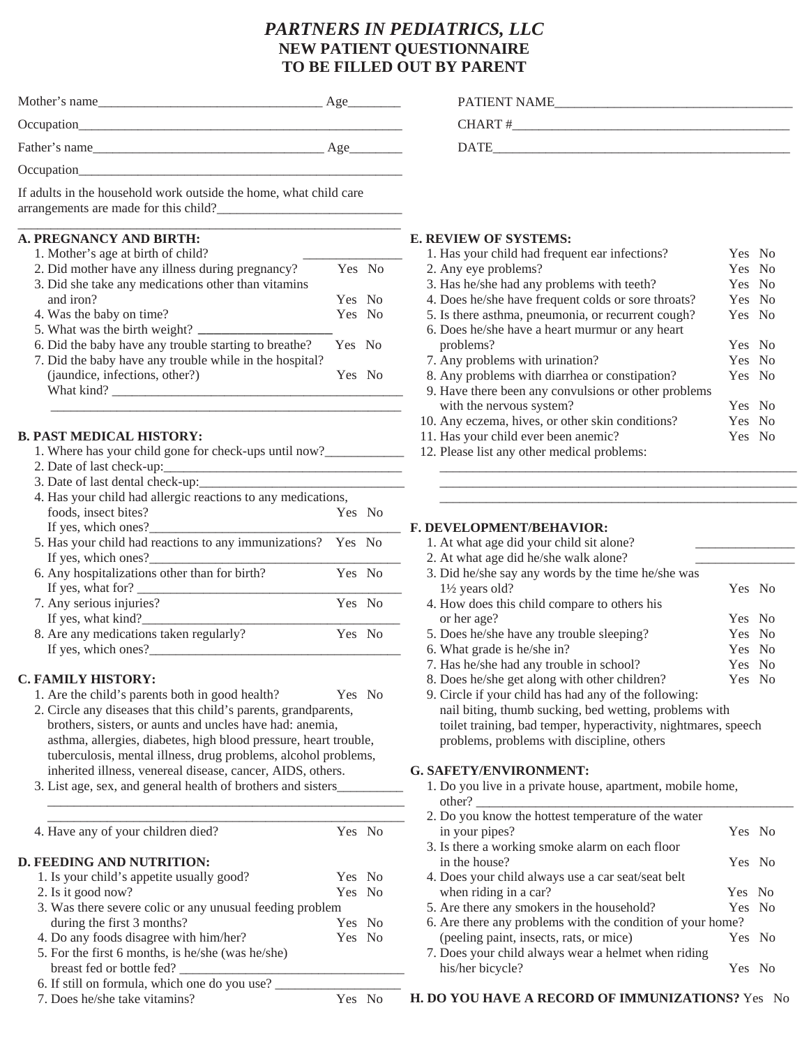# *PARTNERS IN PEDIATRICS, LLC*
## NEW PATIENT QUESTIONNAIRE
## TO BE FILLED OUT BY PARENT

Mother's name__________________________________ Age________

Occupation__________________________________________________

Father's name__________________________________ Age________

Occupation__________________________________________________

If adults in the household work outside the home, what child care arrangements are made for this child?____________________________

PATIENT NAME____________________________________

CHART #__________________________________________

DATE______________________________________________

### A. PREGNANCY AND BIRTH:

1. Mother's age at birth of child? _______________
2. Did mother have any illness during pregnancy? Yes No
3. Did she take any medications other than vitamins and iron? Yes No
4. Was the baby on time? Yes No
5. What was the birth weight? ____________________
6. Did the baby have any trouble starting to breathe? Yes No
7. Did the baby have any trouble while in the hospital? (jaundice, infections, other?) Yes No
   What kind? ______________________________________________
   ________________________________________________________

### B. PAST MEDICAL HISTORY:

1. Where has your child gone for check-ups until now?____________
2. Date of last check-up:___________________________________
3. Date of last dental check-up:_______________________________
4. Has your child had allergic reactions to any medications, foods, insect bites? Yes No
   If yes, which ones?______________________________________
5. Has your child had reactions to any immunizations? Yes No
   If yes, which ones?______________________________________
6. Any hospitalizations other than for birth? Yes No
   If yes, what for? ________________________________________
7. Any serious injuries? Yes No
   If yes, what kind?_______________________________________
8. Are any medications taken regularly? Yes No
   If yes, which ones?______________________________________

### C. FAMILY HISTORY:

1. Are the child's parents both in good health? Yes No
2. Circle any diseases that this child's parents, grandparents, brothers, sisters, or aunts and uncles have had: anemia, asthma, allergies, diabetes, high blood pressure, heart trouble, tuberculosis, mental illness, drug problems, alcohol problems, inherited illness, venereal disease, cancer, AIDS, others.
3. List age, sex, and general health of brothers and sisters__________
   ________________________________________________________
   ________________________________________________________
4. Have any of your children died? Yes No

### D. FEEDING AND NUTRITION:

1. Is your child's appetite usually good? Yes No
2. Is it good now? Yes No
3. Was there severe colic or any unusual feeding problem during the first 3 months? Yes No
4. Do any foods disagree with him/her? Yes No
5. For the first 6 months, is he/she (was he/she) breast fed or bottle fed? __________________________________
6. If still on formula, which one do you use? ___________________
7. Does he/she take vitamins? Yes No

### E. REVIEW OF SYSTEMS:

1. Has your child had frequent ear infections? Yes No
2. Any eye problems? Yes No
3. Has he/she had any problems with teeth? Yes No
4. Does he/she have frequent colds or sore throats? Yes No
5. Is there asthma, pneumonia, or recurrent cough? Yes No
6. Does he/she have a heart murmur or any heart problems? Yes No
7. Any problems with urination? Yes No
8. Any problems with diarrhea or constipation? Yes No
9. Have there been any convulsions or other problems with the nervous system? Yes No
10. Any eczema, hives, or other skin conditions? Yes No
11. Has your child ever been anemic? Yes No
12. Please list any other medical problems:
    ________________________________________________________
    ________________________________________________________
    ________________________________________________________

### F. DEVELOPMENT/BEHAVIOR:

1. At what age did your child sit alone? _______________
2. At what age did he/she walk alone? _______________
3. Did he/she say any words by the time he/she was 1½ years old? Yes No
4. How does this child compare to others his or her age? Yes No
5. Does he/she have any trouble sleeping? Yes No
6. What grade is he/she in? Yes No
7. Has he/she had any trouble in school? Yes No
8. Does he/she get along with other children? Yes No
9. Circle if your child has had any of the following: nail biting, thumb sucking, bed wetting, problems with toilet training, bad temper, hyperactivity, nightmares, speech problems, problems with discipline, others

### G. SAFETY/ENVIRONMENT:

1. Do you live in a private house, apartment, mobile home, other? ______________________________________________
2. Do you know the hottest temperature of the water in your pipes? Yes No
3. Is there a working smoke alarm on each floor in the house? Yes No
4. Does your child always use a car seat/seat belt when riding in a car? Yes No
5. Are there any smokers in the household? Yes No
6. Are there any problems with the condition of your home? (peeling paint, insects, rats, or mice) Yes No
7. Does your child always wear a helmet when riding his/her bicycle? Yes No

### H. DO YOU HAVE A RECORD OF IMMUNIZATIONS? Yes No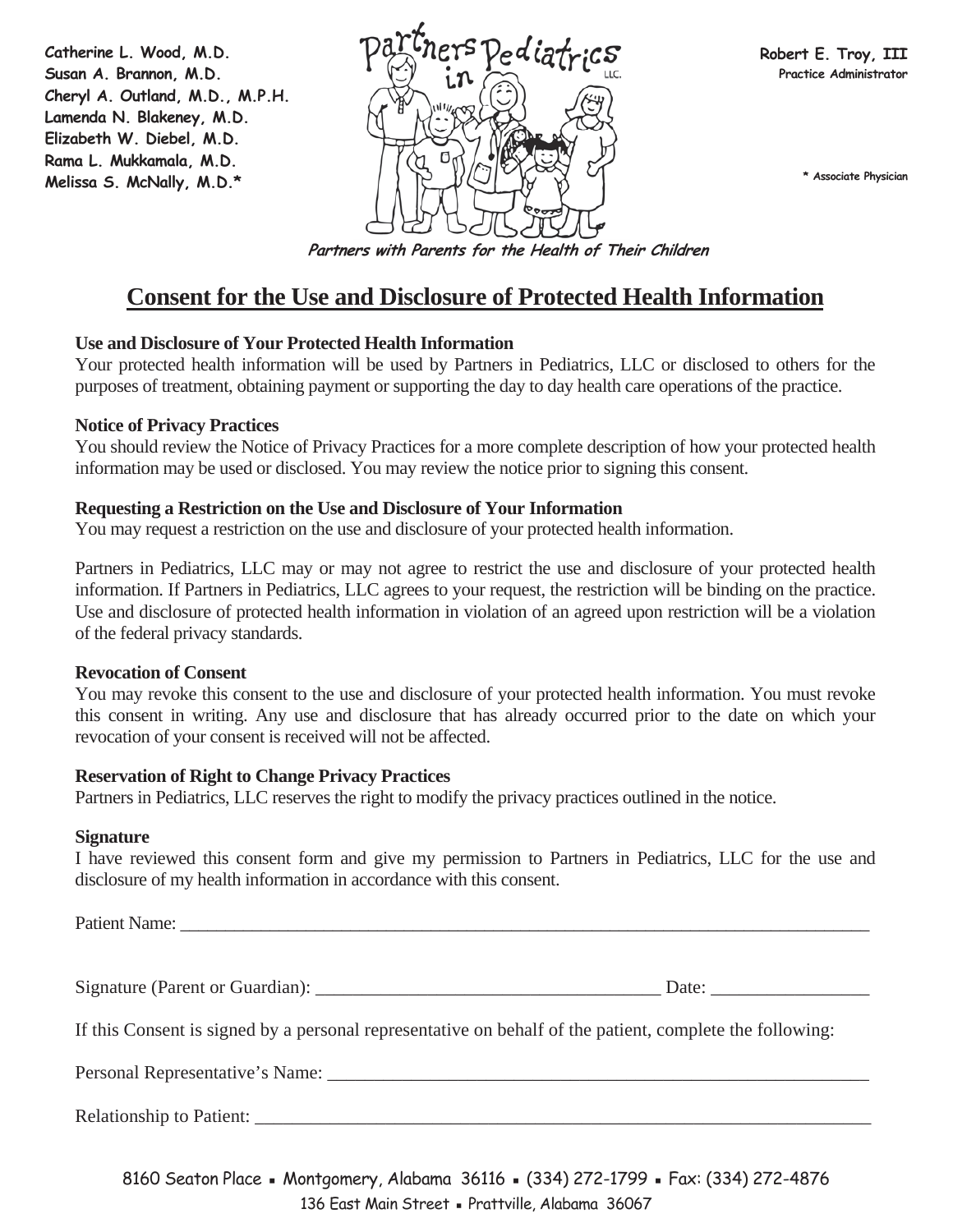Catherine L. Wood, M.D.
Susan A. Brannon, M.D.
Cheryl A. Outland, M.D., M.P.H.
Lamenda N. Blakeney, M.D.
Elizabeth W. Diebel, M.D.
Rama L. Mukkamala, M.D.
Melissa S. McNally, M.D.*

Partners in Pediatrics LLC.

Robert E. Troy, III
Practice Administrator

* Associate Physician

*Partners with Parents for the Health of Their Children*

# Consent for the Use and Disclosure of Protected Health Information

**Use and Disclosure of Your Protected Health Information**
Your protected health information will be used by Partners in Pediatrics, LLC or disclosed to others for the purposes of treatment, obtaining payment or supporting the day to day health care operations of the practice.

**Notice of Privacy Practices**
You should review the Notice of Privacy Practices for a more complete description of how your protected health information may be used or disclosed. You may review the notice prior to signing this consent.

**Requesting a Restriction on the Use and Disclosure of Your Information**
You may request a restriction on the use and disclosure of your protected health information.

Partners in Pediatrics, LLC may or may not agree to restrict the use and disclosure of your protected health information. If Partners in Pediatrics, LLC agrees to your request, the restriction will be binding on the practice. Use and disclosure of protected health information in violation of an agreed upon restriction will be a violation of the federal privacy standards.

**Revocation of Consent**
You may revoke this consent to the use and disclosure of your protected health information. You must revoke this consent in writing. Any use and disclosure that has already occurred prior to the date on which your revocation of your consent is received will not be affected.

**Reservation of Right to Change Privacy Practices**
Partners in Pediatrics, LLC reserves the right to modify the privacy practices outlined in the notice.

**Signature**
I have reviewed this consent form and give my permission to Partners in Pediatrics, LLC for the use and disclosure of my health information in accordance with this consent.

Patient Name: ______________________________________________________________________________

Signature (Parent or Guardian): _____________________________________ Date: _________________

If this Consent is signed by a personal representative on behalf of the patient, complete the following:

Personal Representative's Name: _____________________________________________________________

Relationship to Patient: ____________________________________________________________________

8160 Seaton Place ▪ Montgomery, Alabama 36116 ▪ (334) 272-1799 ▪ Fax: (334) 272-4876
136 East Main Street ▪ Prattville, Alabama 36067